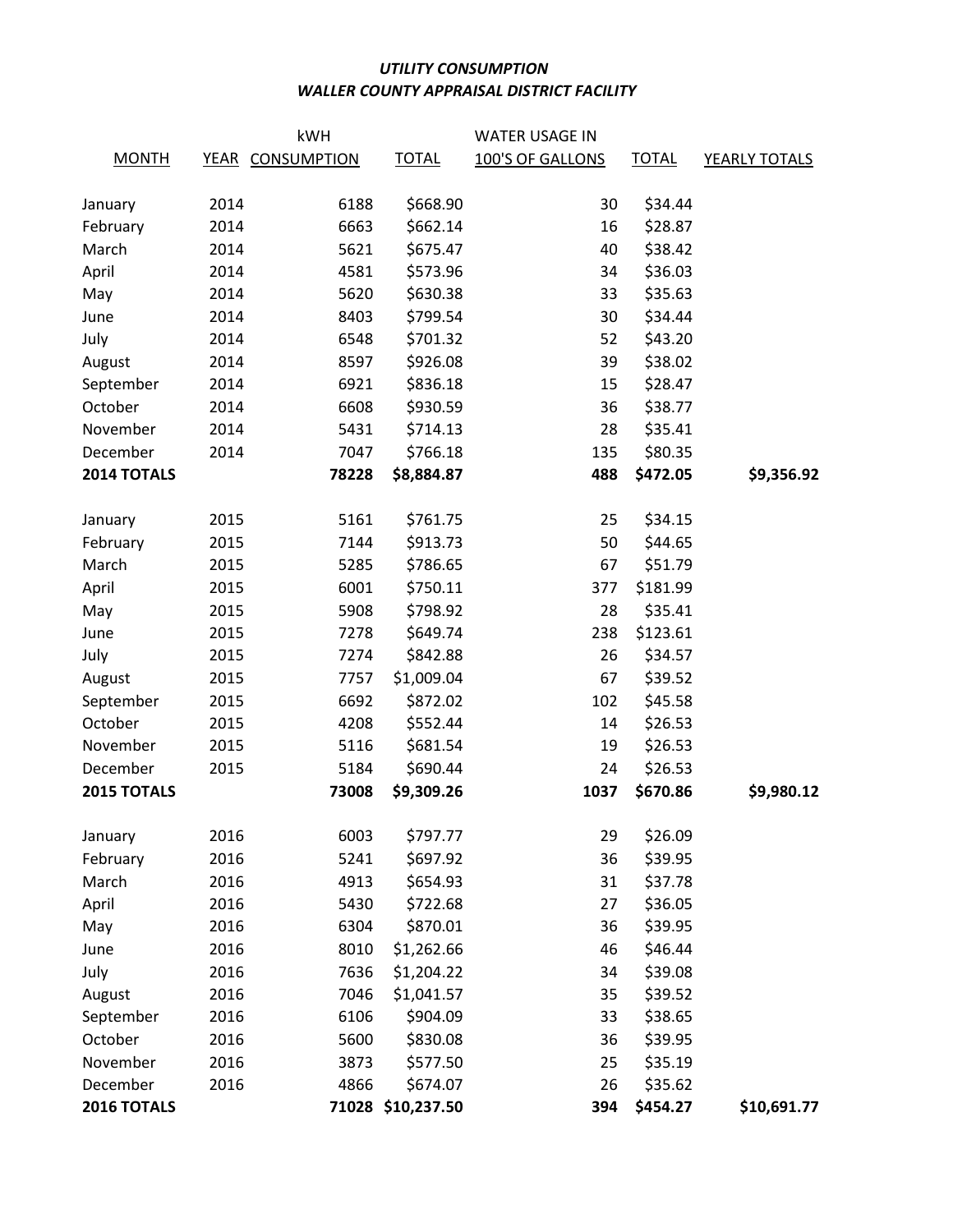***UTILITY CONSUMPTION***

***WALLER COUNTY APPRAISAL DISTRICT FACILITY***

| MONTH | YEAR | kWH CONSUMPTION | TOTAL | WATER USAGE IN 100'S OF GALLONS | TOTAL | YEARLY TOTALS |
|---|---|---|---|---|---|---|
| January | 2014 | 6188 | $668.90 | 30 | $34.44 | |
| February | 2014 | 6663 | $662.14 | 16 | $28.87 | |
| March | 2014 | 5621 | $675.47 | 40 | $38.42 | |
| April | 2014 | 4581 | $573.96 | 34 | $36.03 | |
| May | 2014 | 5620 | $630.38 | 33 | $35.63 | |
| June | 2014 | 8403 | $799.54 | 30 | $34.44 | |
| July | 2014 | 6548 | $701.32 | 52 | $43.20 | |
| August | 2014 | 8597 | $926.08 | 39 | $38.02 | |
| September | 2014 | 6921 | $836.18 | 15 | $28.47 | |
| October | 2014 | 6608 | $930.59 | 36 | $38.77 | |
| November | 2014 | 5431 | $714.13 | 28 | $35.41 | |
| December | 2014 | 7047 | $766.18 | 135 | $80.35 | |
| **2014 TOTALS** | | **78228** | **$8,884.87** | **488** | **$472.05** | **$9,356.92** |
| January | 2015 | 5161 | $761.75 | 25 | $34.15 | |
| February | 2015 | 7144 | $913.73 | 50 | $44.65 | |
| March | 2015 | 5285 | $786.65 | 67 | $51.79 | |
| April | 2015 | 6001 | $750.11 | 377 | $181.99 | |
| May | 2015 | 5908 | $798.92 | 28 | $35.41 | |
| June | 2015 | 7278 | $649.74 | 238 | $123.61 | |
| July | 2015 | 7274 | $842.88 | 26 | $34.57 | |
| August | 2015 | 7757 | $1,009.04 | 67 | $39.52 | |
| September | 2015 | 6692 | $872.02 | 102 | $45.58 | |
| October | 2015 | 4208 | $552.44 | 14 | $26.53 | |
| November | 2015 | 5116 | $681.54 | 19 | $26.53 | |
| December | 2015 | 5184 | $690.44 | 24 | $26.53 | |
| **2015 TOTALS** | | **73008** | **$9,309.26** | **1037** | **$670.86** | **$9,980.12** |
| January | 2016 | 6003 | $797.77 | 29 | $26.09 | |
| February | 2016 | 5241 | $697.92 | 36 | $39.95 | |
| March | 2016 | 4913 | $654.93 | 31 | $37.78 | |
| April | 2016 | 5430 | $722.68 | 27 | $36.05 | |
| May | 2016 | 6304 | $870.01 | 36 | $39.95 | |
| June | 2016 | 8010 | $1,262.66 | 46 | $46.44 | |
| July | 2016 | 7636 | $1,204.22 | 34 | $39.08 | |
| August | 2016 | 7046 | $1,041.57 | 35 | $39.52 | |
| September | 2016 | 6106 | $904.09 | 33 | $38.65 | |
| October | 2016 | 5600 | $830.08 | 36 | $39.95 | |
| November | 2016 | 3873 | $577.50 | 25 | $35.19 | |
| December | 2016 | 4866 | $674.07 | 26 | $35.62 | |
| **2016 TOTALS** | | **71028** | **$10,237.50** | **394** | **$454.27** | **$10,691.77** |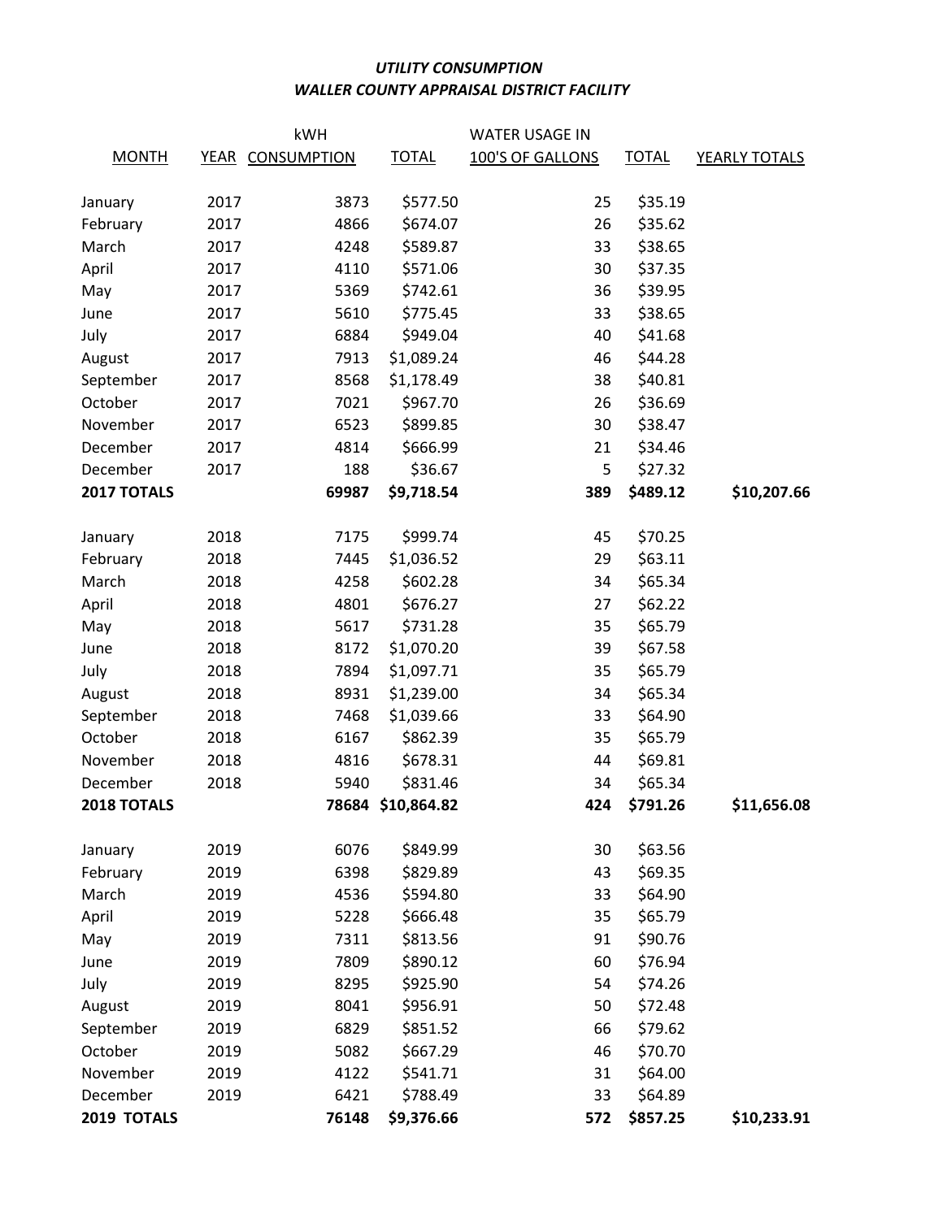***UTILITY CONSUMPTION***
***WALLER COUNTY APPRAISAL DISTRICT FACILITY***

| MONTH | YEAR | kWH CONSUMPTION | TOTAL | WATER USAGE IN 100'S OF GALLONS | TOTAL | YEARLY TOTALS |
|---|---|---|---|---|---|---|
| January | 2017 | 3873 | $577.50 | 25 | $35.19 | |
| February | 2017 | 4866 | $674.07 | 26 | $35.62 | |
| March | 2017 | 4248 | $589.87 | 33 | $38.65 | |
| April | 2017 | 4110 | $571.06 | 30 | $37.35 | |
| May | 2017 | 5369 | $742.61 | 36 | $39.95 | |
| June | 2017 | 5610 | $775.45 | 33 | $38.65 | |
| July | 2017 | 6884 | $949.04 | 40 | $41.68 | |
| August | 2017 | 7913 | $1,089.24 | 46 | $44.28 | |
| September | 2017 | 8568 | $1,178.49 | 38 | $40.81 | |
| October | 2017 | 7021 | $967.70 | 26 | $36.69 | |
| November | 2017 | 6523 | $899.85 | 30 | $38.47 | |
| December | 2017 | 4814 | $666.99 | 21 | $34.46 | |
| December | 2017 | 188 | $36.67 | 5 | $27.32 | |
| **2017 TOTALS** | | **69987** | **$9,718.54** | **389** | **$489.12** | **$10,207.66** |
| January | 2018 | 7175 | $999.74 | 45 | $70.25 | |
| February | 2018 | 7445 | $1,036.52 | 29 | $63.11 | |
| March | 2018 | 4258 | $602.28 | 34 | $65.34 | |
| April | 2018 | 4801 | $676.27 | 27 | $62.22 | |
| May | 2018 | 5617 | $731.28 | 35 | $65.79 | |
| June | 2018 | 8172 | $1,070.20 | 39 | $67.58 | |
| July | 2018 | 7894 | $1,097.71 | 35 | $65.79 | |
| August | 2018 | 8931 | $1,239.00 | 34 | $65.34 | |
| September | 2018 | 7468 | $1,039.66 | 33 | $64.90 | |
| October | 2018 | 6167 | $862.39 | 35 | $65.79 | |
| November | 2018 | 4816 | $678.31 | 44 | $69.81 | |
| December | 2018 | 5940 | $831.46 | 34 | $65.34 | |
| **2018 TOTALS** | | **78684** | **$10,864.82** | **424** | **$791.26** | **$11,656.08** |
| January | 2019 | 6076 | $849.99 | 30 | $63.56 | |
| February | 2019 | 6398 | $829.89 | 43 | $69.35 | |
| March | 2019 | 4536 | $594.80 | 33 | $64.90 | |
| April | 2019 | 5228 | $666.48 | 35 | $65.79 | |
| May | 2019 | 7311 | $813.56 | 91 | $90.76 | |
| June | 2019 | 7809 | $890.12 | 60 | $76.94 | |
| July | 2019 | 8295 | $925.90 | 54 | $74.26 | |
| August | 2019 | 8041 | $956.91 | 50 | $72.48 | |
| September | 2019 | 6829 | $851.52 | 66 | $79.62 | |
| October | 2019 | 5082 | $667.29 | 46 | $70.70 | |
| November | 2019 | 4122 | $541.71 | 31 | $64.00 | |
| December | 2019 | 6421 | $788.49 | 33 | $64.89 | |
| **2019 TOTALS** | | **76148** | **$9,376.66** | **572** | **$857.25** | **$10,233.91** |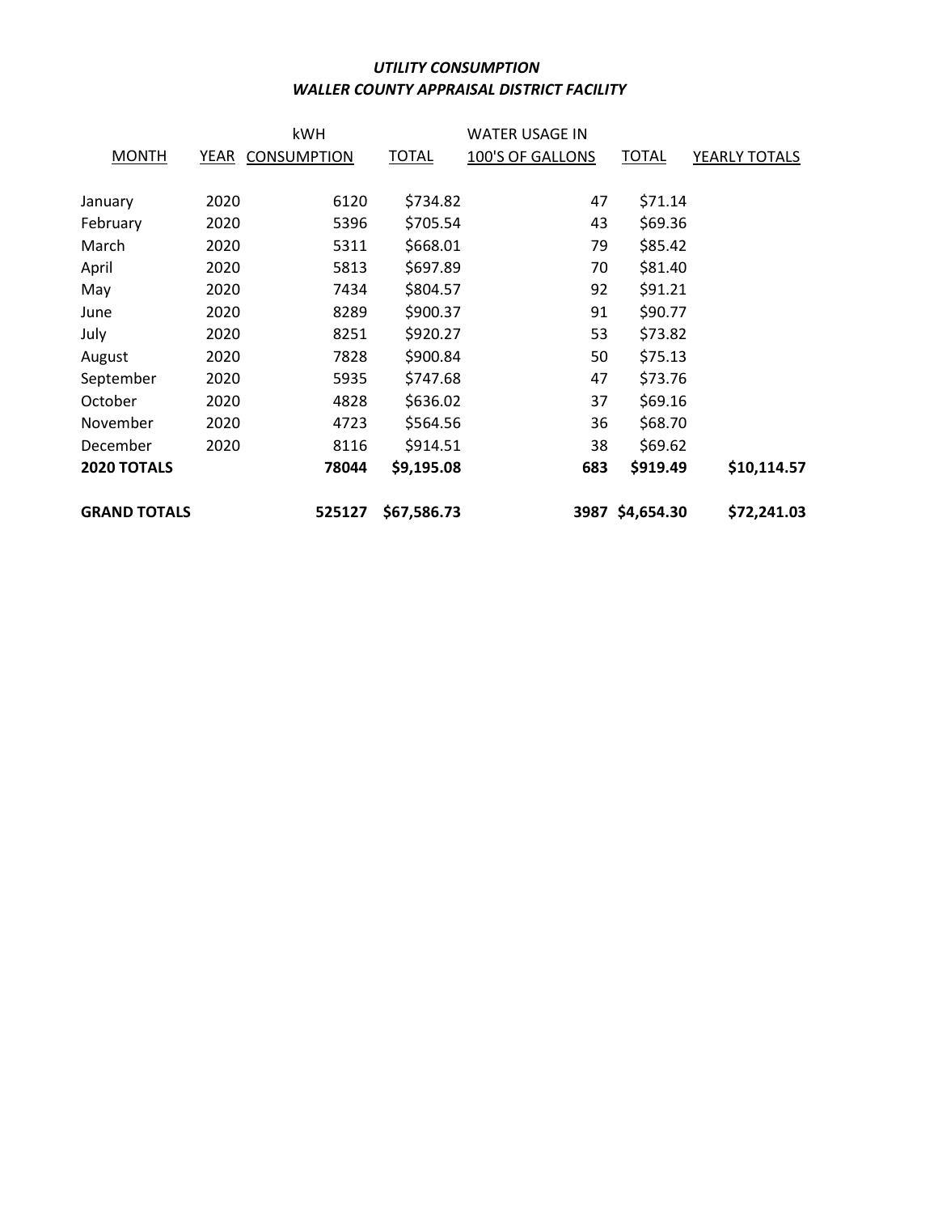*UTILITY CONSUMPTION*
*WALLER COUNTY APPRAISAL DISTRICT FACILITY*

| MONTH | YEAR | kWH CONSUMPTION | TOTAL | WATER USAGE IN 100'S OF GALLONS | TOTAL | YEARLY TOTALS |
|---|---|---|---|---|---|---|
| January | 2020 | 6120 | $734.82 | 47 | $71.14 | |
| February | 2020 | 5396 | $705.54 | 43 | $69.36 | |
| March | 2020 | 5311 | $668.01 | 79 | $85.42 | |
| April | 2020 | 5813 | $697.89 | 70 | $81.40 | |
| May | 2020 | 7434 | $804.57 | 92 | $91.21 | |
| June | 2020 | 8289 | $900.37 | 91 | $90.77 | |
| July | 2020 | 8251 | $920.27 | 53 | $73.82 | |
| August | 2020 | 7828 | $900.84 | 50 | $75.13 | |
| September | 2020 | 5935 | $747.68 | 47 | $73.76 | |
| October | 2020 | 4828 | $636.02 | 37 | $69.16 | |
| November | 2020 | 4723 | $564.56 | 36 | $68.70 | |
| December | 2020 | 8116 | $914.51 | 38 | $69.62 | |
| **2020 TOTALS** | | **78044** | **$9,195.08** | **683** | **$919.49** | **$10,114.57** |
| **GRAND TOTALS** | | **525127** | **$67,586.73** | **3987** | **$4,654.30** | **$72,241.03** |